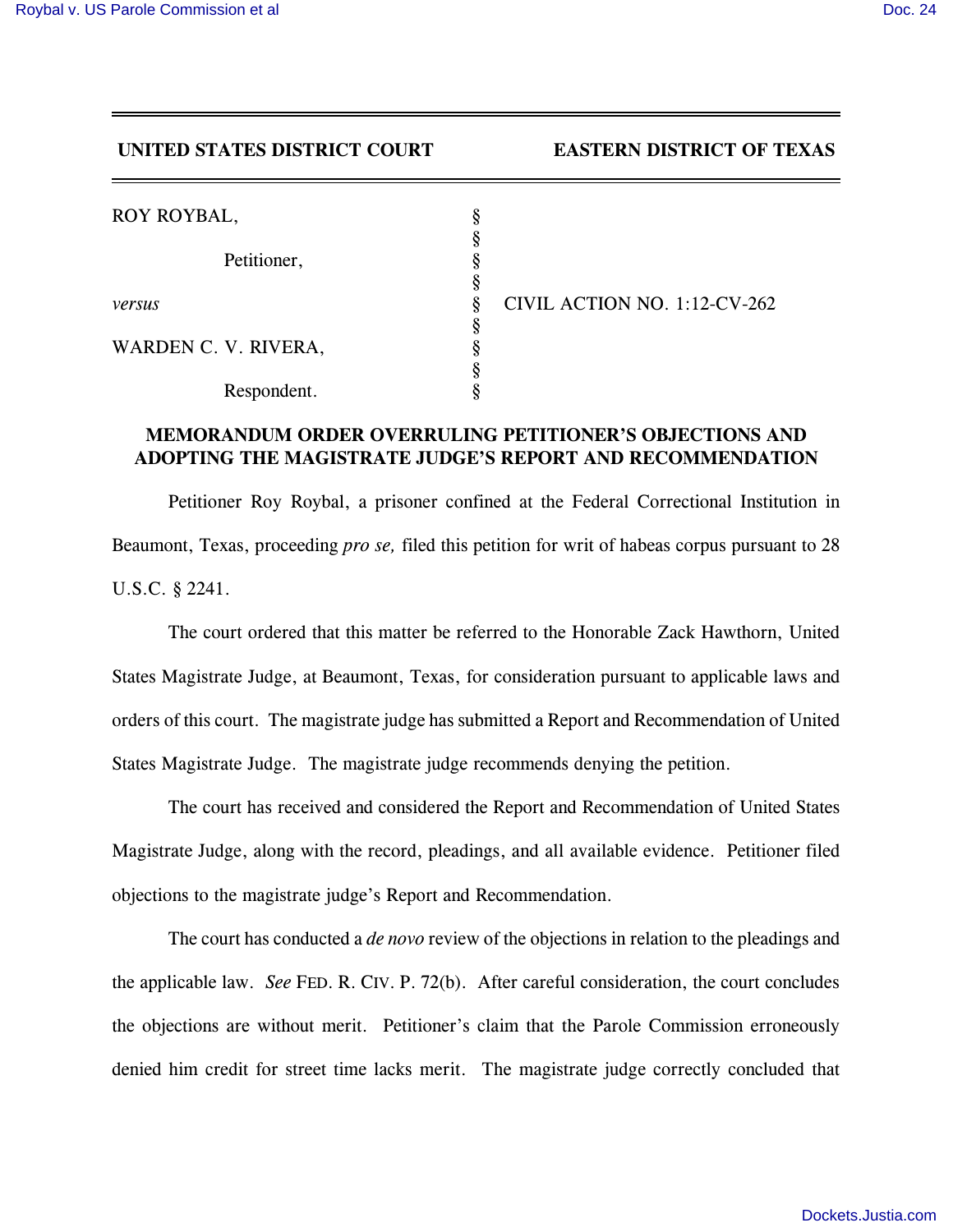**UNITED STATES DISTRICT COURT EASTERN DISTRICT OF TEXAS**

| | | |
|---|---|---|
| ROY ROYBAL, | § | |
| | § | |
| Petitioner, | § | |
| | § | |
| *versus* | § | CIVIL ACTION NO. 1:12-CV-262 |
| | § | |
| WARDEN C. V. RIVERA, | § | |
| | § | |
| Respondent. | § | |

**MEMORANDUM ORDER OVERRULING PETITIONER'S OBJECTIONS AND ADOPTING THE MAGISTRATE JUDGE'S REPORT AND RECOMMENDATION**

Petitioner Roy Roybal, a prisoner confined at the Federal Correctional Institution in Beaumont, Texas, proceeding *pro se,* filed this petition for writ of habeas corpus pursuant to 28 U.S.C. § 2241.

The court ordered that this matter be referred to the Honorable Zack Hawthorn, United States Magistrate Judge, at Beaumont, Texas, for consideration pursuant to applicable laws and orders of this court. The magistrate judge has submitted a Report and Recommendation of United States Magistrate Judge. The magistrate judge recommends denying the petition.

The court has received and considered the Report and Recommendation of United States Magistrate Judge, along with the record, pleadings, and all available evidence. Petitioner filed objections to the magistrate judge's Report and Recommendation.

The court has conducted a *de novo* review of the objections in relation to the pleadings and the applicable law. *See* FED. R. CIV. P. 72(b). After careful consideration, the court concludes the objections are without merit. Petitioner's claim that the Parole Commission erroneously denied him credit for street time lacks merit. The magistrate judge correctly concluded that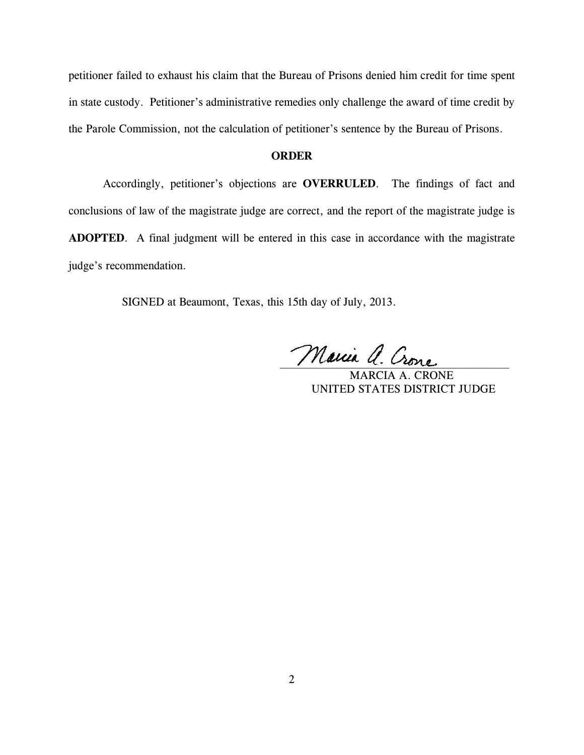petitioner failed to exhaust his claim that the Bureau of Prisons denied him credit for time spent in state custody. Petitioner's administrative remedies only challenge the award of time credit by the Parole Commission, not the calculation of petitioner's sentence by the Bureau of Prisons.

**ORDER**

Accordingly, petitioner's objections are **OVERRULED**. The findings of fact and conclusions of law of the magistrate judge are correct, and the report of the magistrate judge is **ADOPTED**. A final judgment will be entered in this case in accordance with the magistrate judge's recommendation.

SIGNED at Beaumont, Texas, this 15th day of July, 2013.

Marcia A. Crone

MARCIA A. CRONE
UNITED STATES DISTRICT JUDGE